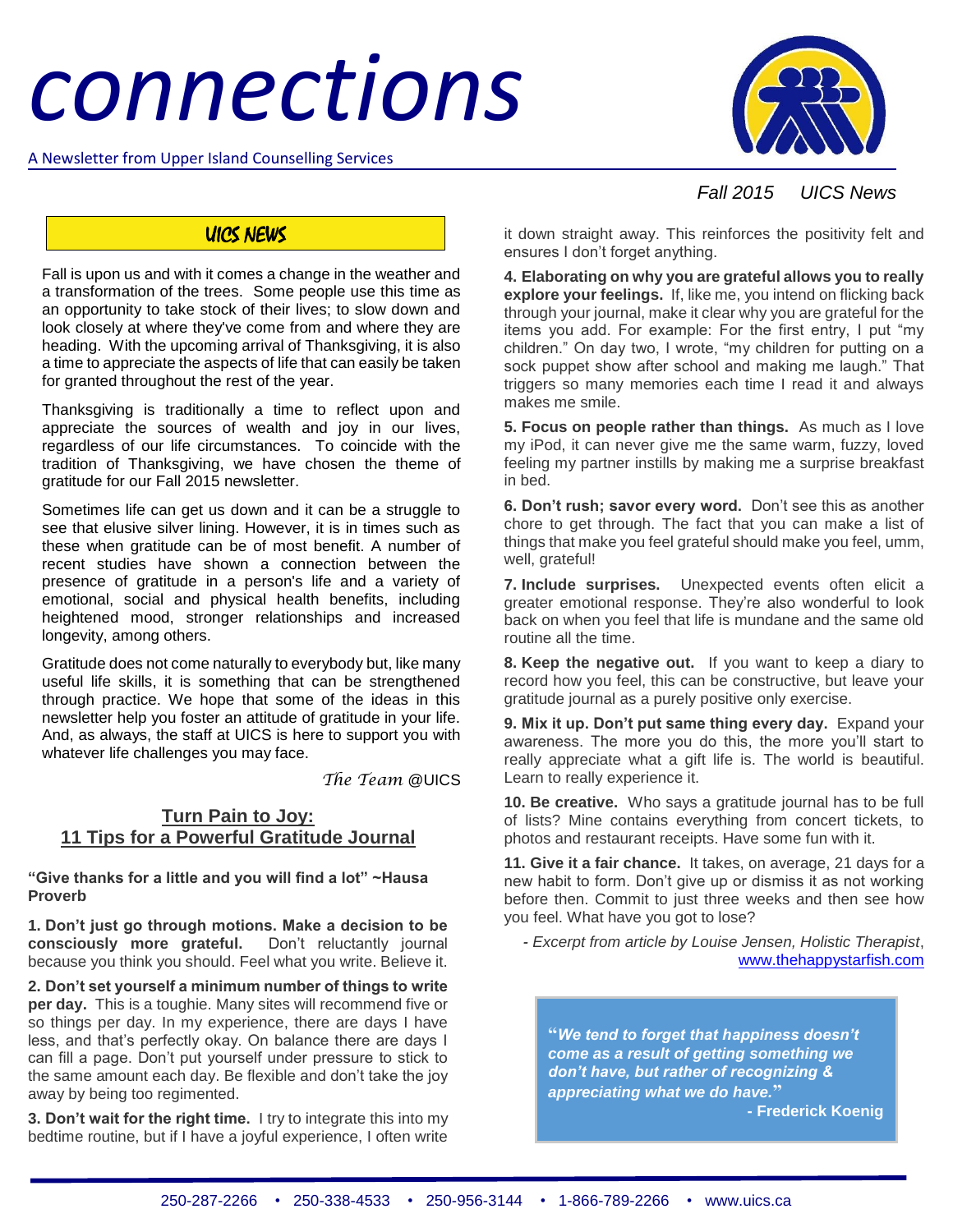# connections

A Newsletter from Upper Island Counselling Services

*Fall 2015 UICS News*

## UICS NEWS

Fall is upon us and with it comes a change in the weather and a transformation of the trees. Some people use this time as an opportunity to take stock of their lives; to slow down and look closely at where they've come from and where they are heading. With the upcoming arrival of Thanksgiving, it is also a time to appreciate the aspects of life that can easily be taken for granted throughout the rest of the year.

Thanksgiving is traditionally a time to reflect upon and appreciate the sources of wealth and joy in our lives, regardless of our life circumstances. To coincide with the tradition of Thanksgiving, we have chosen the theme of gratitude for our Fall 2015 newsletter.

Sometimes life can get us down and it can be a struggle to see that elusive silver lining. However, it is in times such as these when gratitude can be of most benefit. A number of recent studies have shown a connection between the presence of gratitude in a person's life and a variety of emotional, social and physical health benefits, including heightened mood, stronger relationships and increased longevity, among others.

Gratitude does not come naturally to everybody but, like many useful life skills, it is something that can be strengthened through practice. We hope that some of the ideas in this newsletter help you foster an attitude of gratitude in your life. And, as always, the staff at UICS is here to support you with whatever life challenges you may face.

*The Team* @UICS

## Turn Pain to Joy: 11 Tips for a Powerful Gratitude Journal

**"Give thanks for a little and you will find a lot" ~Hausa Proverb**

**1. Don't just go through motions. Make a decision to be consciously more grateful.** Don't reluctantly journal because you think you should. Feel what you write. Believe it.

**2. Don't set yourself a minimum number of things to write per day.** This is a toughie. Many sites will recommend five or so things per day. In my experience, there are days I have less, and that's perfectly okay. On balance there are days I can fill a page. Don't put yourself under pressure to stick to the same amount each day. Be flexible and don't take the joy away by being too regimented.

**3. Don't wait for the right time.** I try to integrate this into my bedtime routine, but if I have a joyful experience, I often write it down straight away. This reinforces the positivity felt and ensures I don't forget anything.

**4. Elaborating on why you are grateful allows you to really explore your feelings.** If, like me, you intend on flicking back through your journal, make it clear why you are grateful for the items you add. For example: For the first entry, I put "my children." On day two, I wrote, "my children for putting on a sock puppet show after school and making me laugh." That triggers so many memories each time I read it and always makes me smile.

**5. Focus on people rather than things.** As much as I love my iPod, it can never give me the same warm, fuzzy, loved feeling my partner instills by making me a surprise breakfast in bed.

**6. Don't rush; savor every word.** Don't see this as another chore to get through. The fact that you can make a list of things that make you feel grateful should make you feel, umm, well, grateful!

**7. Include surprises.** Unexpected events often elicit a greater emotional response. They're also wonderful to look back on when you feel that life is mundane and the same old routine all the time.

**8. Keep the negative out.** If you want to keep a diary to record how you feel, this can be constructive, but leave your gratitude journal as a purely positive only exercise.

**9. Mix it up. Don't put same thing every day.** Expand your awareness. The more you do this, the more you'll start to really appreciate what a gift life is. The world is beautiful. Learn to really experience it.

**10. Be creative.** Who says a gratitude journal has to be full of lists? Mine contains everything from concert tickets, to photos and restaurant receipts. Have some fun with it.

**11. Give it a fair chance.** It takes, on average, 21 days for a new habit to form. Don't give up or dismiss it as not working before then. Commit to just three weeks and then see how you feel. What have you got to lose?

*- Excerpt from article by Louise Jensen, Holistic Therapist*, www.thehappystarfish.com

> ***"We tend to forget that happiness doesn't come as a result of getting something we don't have, but rather of recognizing & appreciating what we do have."***
> **- Frederick Koenig**

250-287-2266 • 250-338-4533 • 250-956-3144 • 1-866-789-2266 • www.uics.ca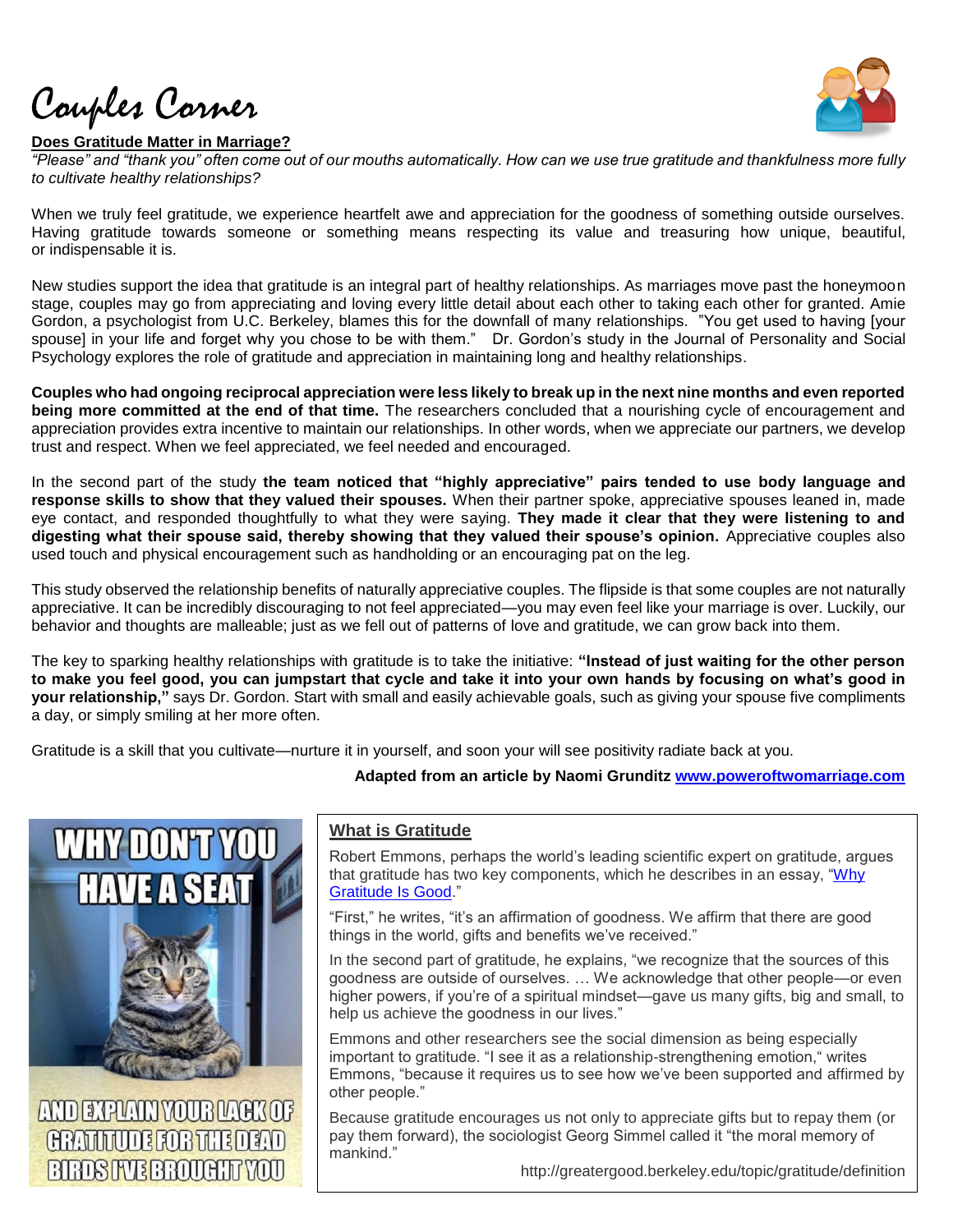# Couples Corner

## Does Gratitude Matter in Marriage?

*"Please" and "thank you" often come out of our mouths automatically. How can we use true gratitude and thankfulness more fully to cultivate healthy relationships?*

When we truly feel gratitude, we experience heartfelt awe and appreciation for the goodness of something outside ourselves. Having gratitude towards someone or something means respecting its value and treasuring how unique, beautiful, or indispensable it is.

New studies support the idea that gratitude is an integral part of healthy relationships. As marriages move past the honeymoon stage, couples may go from appreciating and loving every little detail about each other to taking each other for granted. Amie Gordon, a psychologist from U.C. Berkeley, blames this for the downfall of many relationships. "You get used to having [your spouse] in your life and forget why you chose to be with them." Dr. Gordon's study in the Journal of Personality and Social Psychology explores the role of gratitude and appreciation in maintaining long and healthy relationships.

**Couples who had ongoing reciprocal appreciation were less likely to break up in the next nine months and even reported being more committed at the end of that time.** The researchers concluded that a nourishing cycle of encouragement and appreciation provides extra incentive to maintain our relationships. In other words, when we appreciate our partners, we develop trust and respect. When we feel appreciated, we feel needed and encouraged.

In the second part of the study **the team noticed that "highly appreciative" pairs tended to use body language and response skills to show that they valued their spouses.** When their partner spoke, appreciative spouses leaned in, made eye contact, and responded thoughtfully to what they were saying. **They made it clear that they were listening to and digesting what their spouse said, thereby showing that they valued their spouse's opinion.** Appreciative couples also used touch and physical encouragement such as handholding or an encouraging pat on the leg.

This study observed the relationship benefits of naturally appreciative couples. The flipside is that some couples are not naturally appreciative. It can be incredibly discouraging to not feel appreciated—you may even feel like your marriage is over. Luckily, our behavior and thoughts are malleable; just as we fell out of patterns of love and gratitude, we can grow back into them.

The key to sparking healthy relationships with gratitude is to take the initiative: **"Instead of just waiting for the other person to make you feel good, you can jumpstart that cycle and take it into your own hands by focusing on what's good in your relationship,"** says Dr. Gordon. Start with small and easily achievable goals, such as giving your spouse five compliments a day, or simply smiling at her more often.

Gratitude is a skill that you cultivate—nurture it in yourself, and soon your will see positivity radiate back at you.

**Adapted from an article by Naomi Grunditz [www.poweroftwomarriage.com](www.poweroftwomarriage.com)**

WHY DON'T YOU HAVE A SEAT

AND EXPLAIN YOUR LACK OF GRATITUDE FOR THE DEAD BIRDS I'VE BROUGHT YOU

## What is Gratitude

Robert Emmons, perhaps the world's leading scientific expert on gratitude, argues that gratitude has two key components, which he describes in an essay, "Why Gratitude Is Good."

"First," he writes, "it's an affirmation of goodness. We affirm that there are good things in the world, gifts and benefits we've received."

In the second part of gratitude, he explains, "we recognize that the sources of this goodness are outside of ourselves. … We acknowledge that other people—or even higher powers, if you're of a spiritual mindset—gave us many gifts, big and small, to help us achieve the goodness in our lives."

Emmons and other researchers see the social dimension as being especially important to gratitude. "I see it as a relationship-strengthening emotion," writes Emmons, "because it requires us to see how we've been supported and affirmed by other people."

Because gratitude encourages us not only to appreciate gifts but to repay them (or pay them forward), the sociologist Georg Simmel called it "the moral memory of mankind."

http://greatergood.berkeley.edu/topic/gratitude/definition